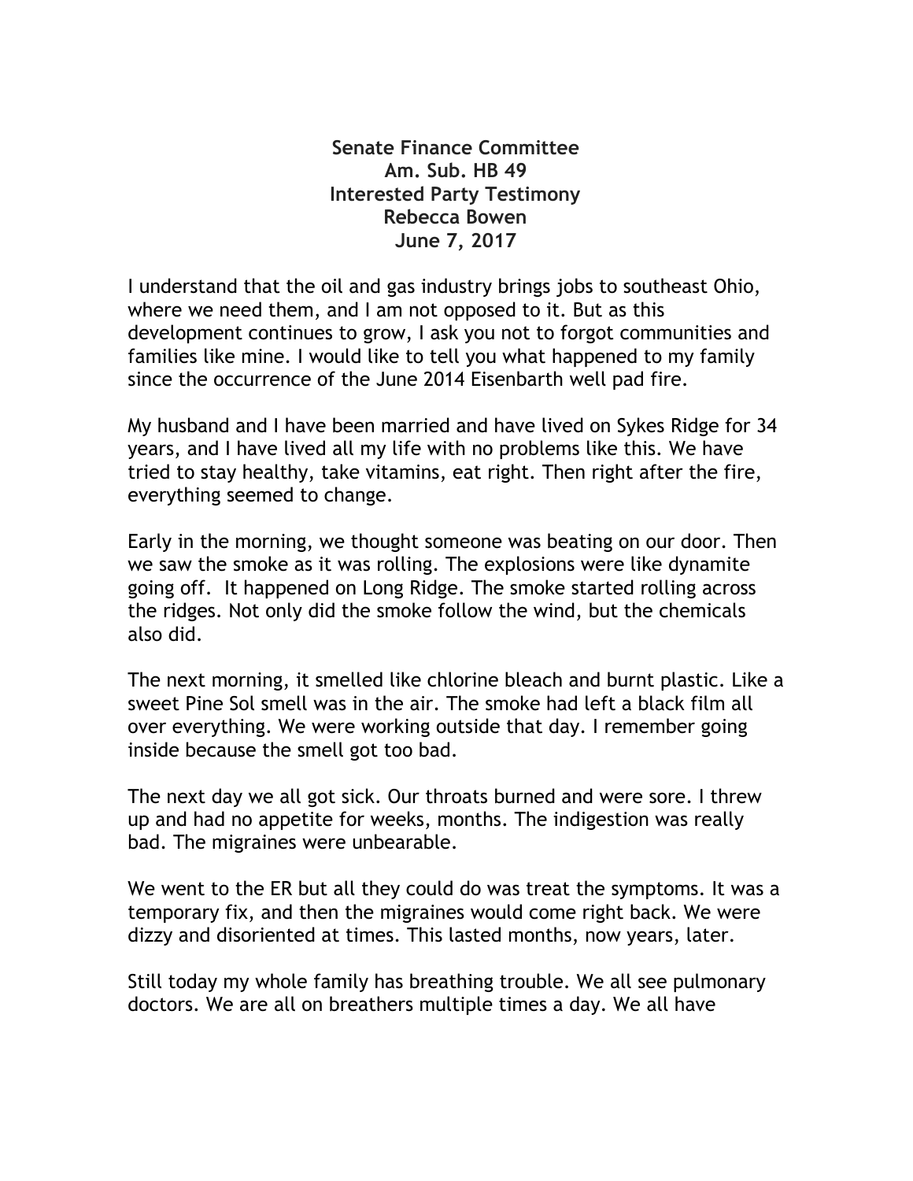**Senate Finance Committee**
**Am. Sub. HB 49**
**Interested Party Testimony**
**Rebecca Bowen**
**June 7, 2017**

I understand that the oil and gas industry brings jobs to southeast Ohio, where we need them, and I am not opposed to it. But as this development continues to grow, I ask you not to forgot communities and families like mine. I would like to tell you what happened to my family since the occurrence of the June 2014 Eisenbarth well pad fire.

My husband and I have been married and have lived on Sykes Ridge for 34 years, and I have lived all my life with no problems like this. We have tried to stay healthy, take vitamins, eat right. Then right after the fire, everything seemed to change.

Early in the morning, we thought someone was beating on our door. Then we saw the smoke as it was rolling. The explosions were like dynamite going off. It happened on Long Ridge. The smoke started rolling across the ridges. Not only did the smoke follow the wind, but the chemicals also did.

The next morning, it smelled like chlorine bleach and burnt plastic. Like a sweet Pine Sol smell was in the air. The smoke had left a black film all over everything. We were working outside that day. I remember going inside because the smell got too bad.

The next day we all got sick. Our throats burned and were sore. I threw up and had no appetite for weeks, months. The indigestion was really bad. The migraines were unbearable.

We went to the ER but all they could do was treat the symptoms. It was a temporary fix, and then the migraines would come right back. We were dizzy and disoriented at times. This lasted months, now years, later.

Still today my whole family has breathing trouble. We all see pulmonary doctors. We are all on breathers multiple times a day. We all have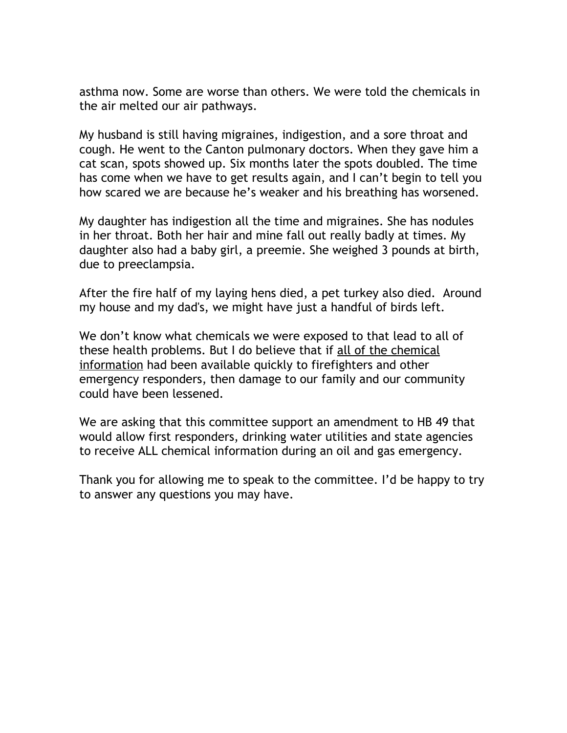asthma now. Some are worse than others. We were told the chemicals in the air melted our air pathways.

My husband is still having migraines, indigestion, and a sore throat and cough. He went to the Canton pulmonary doctors. When they gave him a cat scan, spots showed up. Six months later the spots doubled. The time has come when we have to get results again, and I can't begin to tell you how scared we are because he's weaker and his breathing has worsened.

My daughter has indigestion all the time and migraines. She has nodules in her throat. Both her hair and mine fall out really badly at times. My daughter also had a baby girl, a preemie. She weighed 3 pounds at birth, due to preeclampsia.

After the fire half of my laying hens died, a pet turkey also died. Around my house and my dad's, we might have just a handful of birds left.

We don't know what chemicals we were exposed to that lead to all of these health problems. But I do believe that if <u>all of the chemical information</u> had been available quickly to firefighters and other emergency responders, then damage to our family and our community could have been lessened.

We are asking that this committee support an amendment to HB 49 that would allow first responders, drinking water utilities and state agencies to receive ALL chemical information during an oil and gas emergency.

Thank you for allowing me to speak to the committee. I'd be happy to try to answer any questions you may have.